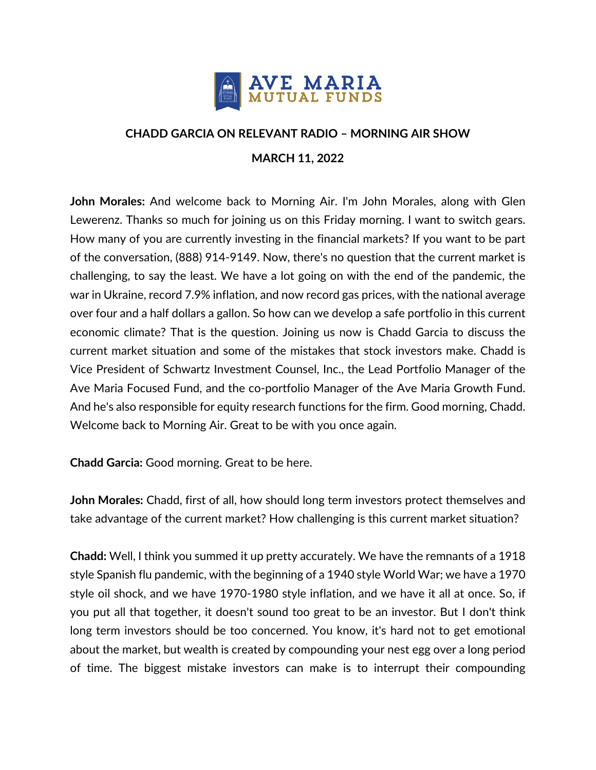**CHADD GARCIA ON RELEVANT RADIO – MORNING AIR SHOW**

**MARCH 11, 2022**

**John Morales:** And welcome back to Morning Air. I'm John Morales, along with Glen Lewerenz. Thanks so much for joining us on this Friday morning. I want to switch gears. How many of you are currently investing in the financial markets? If you want to be part of the conversation, (888) 914-9149. Now, there's no question that the current market is challenging, to say the least. We have a lot going on with the end of the pandemic, the war in Ukraine, record 7.9% inflation, and now record gas prices, with the national average over four and a half dollars a gallon. So how can we develop a safe portfolio in this current economic climate? That is the question. Joining us now is Chadd Garcia to discuss the current market situation and some of the mistakes that stock investors make. Chadd is Vice President of Schwartz Investment Counsel, Inc., the Lead Portfolio Manager of the Ave Maria Focused Fund, and the co-portfolio Manager of the Ave Maria Growth Fund. And he's also responsible for equity research functions for the firm. Good morning, Chadd. Welcome back to Morning Air. Great to be with you once again.

**Chadd Garcia:** Good morning. Great to be here.

**John Morales:** Chadd, first of all, how should long term investors protect themselves and take advantage of the current market? How challenging is this current market situation?

**Chadd:** Well, I think you summed it up pretty accurately. We have the remnants of a 1918 style Spanish flu pandemic, with the beginning of a 1940 style World War; we have a 1970 style oil shock, and we have 1970-1980 style inflation, and we have it all at once. So, if you put all that together, it doesn't sound too great to be an investor. But I don't think long term investors should be too concerned. You know, it's hard not to get emotional about the market, but wealth is created by compounding your nest egg over a long period of time. The biggest mistake investors can make is to interrupt their compounding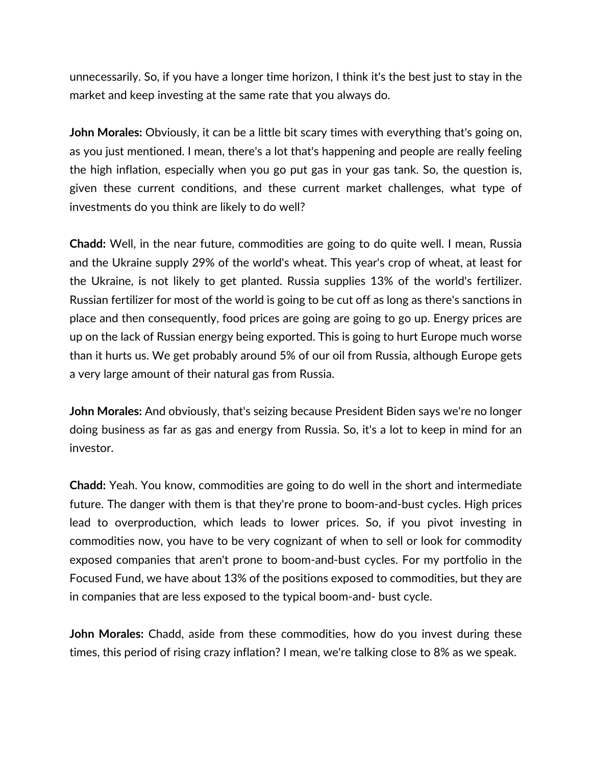unnecessarily. So, if you have a longer time horizon, I think it's the best just to stay in the market and keep investing at the same rate that you always do.

**John Morales:** Obviously, it can be a little bit scary times with everything that's going on, as you just mentioned. I mean, there's a lot that's happening and people are really feeling the high inflation, especially when you go put gas in your gas tank. So, the question is, given these current conditions, and these current market challenges, what type of investments do you think are likely to do well?

**Chadd:** Well, in the near future, commodities are going to do quite well. I mean, Russia and the Ukraine supply 29% of the world's wheat. This year's crop of wheat, at least for the Ukraine, is not likely to get planted. Russia supplies 13% of the world's fertilizer. Russian fertilizer for most of the world is going to be cut off as long as there's sanctions in place and then consequently, food prices are going are going to go up. Energy prices are up on the lack of Russian energy being exported. This is going to hurt Europe much worse than it hurts us. We get probably around 5% of our oil from Russia, although Europe gets a very large amount of their natural gas from Russia.

**John Morales:** And obviously, that's seizing because President Biden says we're no longer doing business as far as gas and energy from Russia. So, it's a lot to keep in mind for an investor.

**Chadd:** Yeah. You know, commodities are going to do well in the short and intermediate future. The danger with them is that they're prone to boom-and-bust cycles. High prices lead to overproduction, which leads to lower prices. So, if you pivot investing in commodities now, you have to be very cognizant of when to sell or look for commodity exposed companies that aren't prone to boom-and-bust cycles. For my portfolio in the Focused Fund, we have about 13% of the positions exposed to commodities, but they are in companies that are less exposed to the typical boom-and- bust cycle.

**John Morales:** Chadd, aside from these commodities, how do you invest during these times, this period of rising crazy inflation? I mean, we're talking close to 8% as we speak.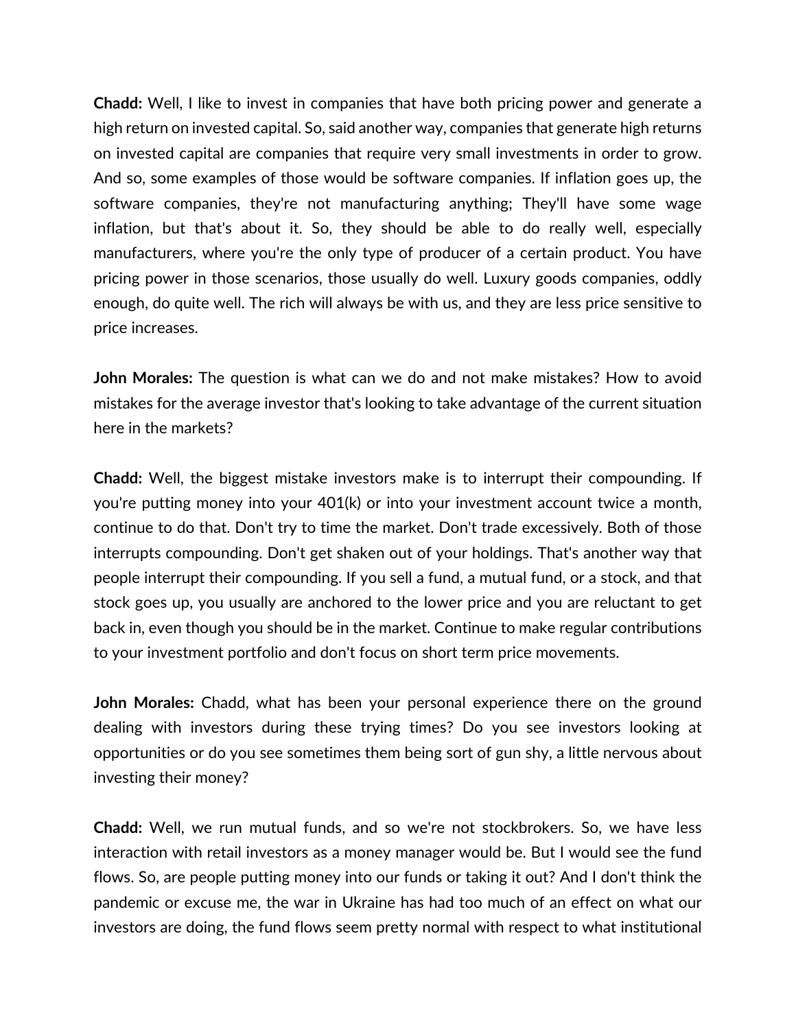**Chadd:** Well, I like to invest in companies that have both pricing power and generate a high return on invested capital. So, said another way, companies that generate high returns on invested capital are companies that require very small investments in order to grow. And so, some examples of those would be software companies. If inflation goes up, the software companies, they're not manufacturing anything; They'll have some wage inflation, but that's about it. So, they should be able to do really well, especially manufacturers, where you're the only type of producer of a certain product. You have pricing power in those scenarios, those usually do well. Luxury goods companies, oddly enough, do quite well. The rich will always be with us, and they are less price sensitive to price increases.

**John Morales:** The question is what can we do and not make mistakes? How to avoid mistakes for the average investor that's looking to take advantage of the current situation here in the markets?

**Chadd:** Well, the biggest mistake investors make is to interrupt their compounding. If you're putting money into your 401(k) or into your investment account twice a month, continue to do that. Don't try to time the market. Don't trade excessively. Both of those interrupts compounding. Don't get shaken out of your holdings. That's another way that people interrupt their compounding. If you sell a fund, a mutual fund, or a stock, and that stock goes up, you usually are anchored to the lower price and you are reluctant to get back in, even though you should be in the market. Continue to make regular contributions to your investment portfolio and don't focus on short term price movements.

**John Morales:** Chadd, what has been your personal experience there on the ground dealing with investors during these trying times? Do you see investors looking at opportunities or do you see sometimes them being sort of gun shy, a little nervous about investing their money?

**Chadd:** Well, we run mutual funds, and so we're not stockbrokers. So, we have less interaction with retail investors as a money manager would be. But I would see the fund flows. So, are people putting money into our funds or taking it out? And I don't think the pandemic or excuse me, the war in Ukraine has had too much of an effect on what our investors are doing, the fund flows seem pretty normal with respect to what institutional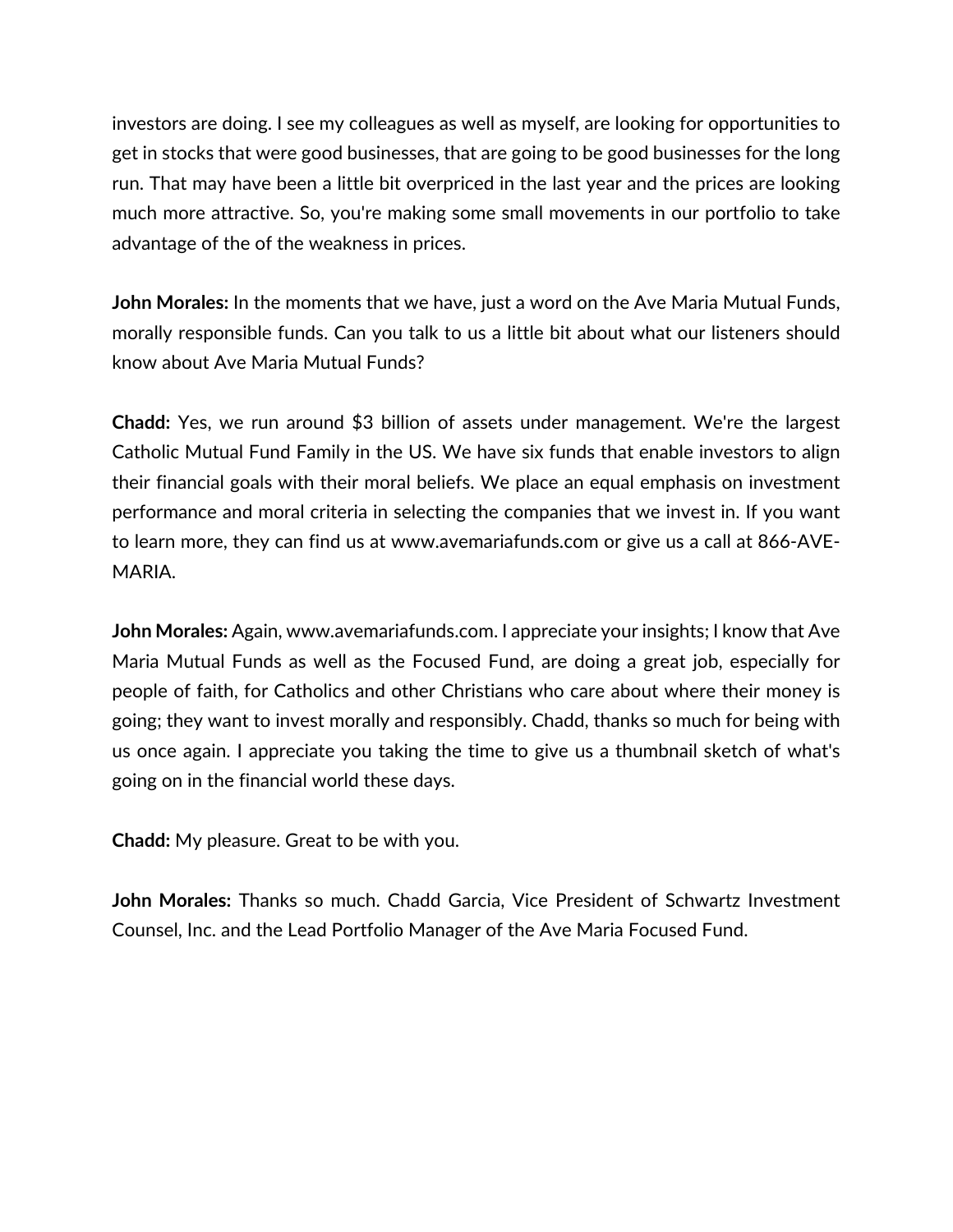investors are doing. I see my colleagues as well as myself, are looking for opportunities to get in stocks that were good businesses, that are going to be good businesses for the long run. That may have been a little bit overpriced in the last year and the prices are looking much more attractive. So, you're making some small movements in our portfolio to take advantage of the of the weakness in prices.

**John Morales:** In the moments that we have, just a word on the Ave Maria Mutual Funds, morally responsible funds. Can you talk to us a little bit about what our listeners should know about Ave Maria Mutual Funds?

**Chadd:** Yes, we run around $3 billion of assets under management. We're the largest Catholic Mutual Fund Family in the US. We have six funds that enable investors to align their financial goals with their moral beliefs. We place an equal emphasis on investment performance and moral criteria in selecting the companies that we invest in. If you want to learn more, they can find us at www.avemariafunds.com or give us a call at 866-AVE-MARIA.

**John Morales:** Again, www.avemariafunds.com. I appreciate your insights; I know that Ave Maria Mutual Funds as well as the Focused Fund, are doing a great job, especially for people of faith, for Catholics and other Christians who care about where their money is going; they want to invest morally and responsibly. Chadd, thanks so much for being with us once again. I appreciate you taking the time to give us a thumbnail sketch of what's going on in the financial world these days.

**Chadd:** My pleasure. Great to be with you.

**John Morales:** Thanks so much. Chadd Garcia, Vice President of Schwartz Investment Counsel, Inc. and the Lead Portfolio Manager of the Ave Maria Focused Fund.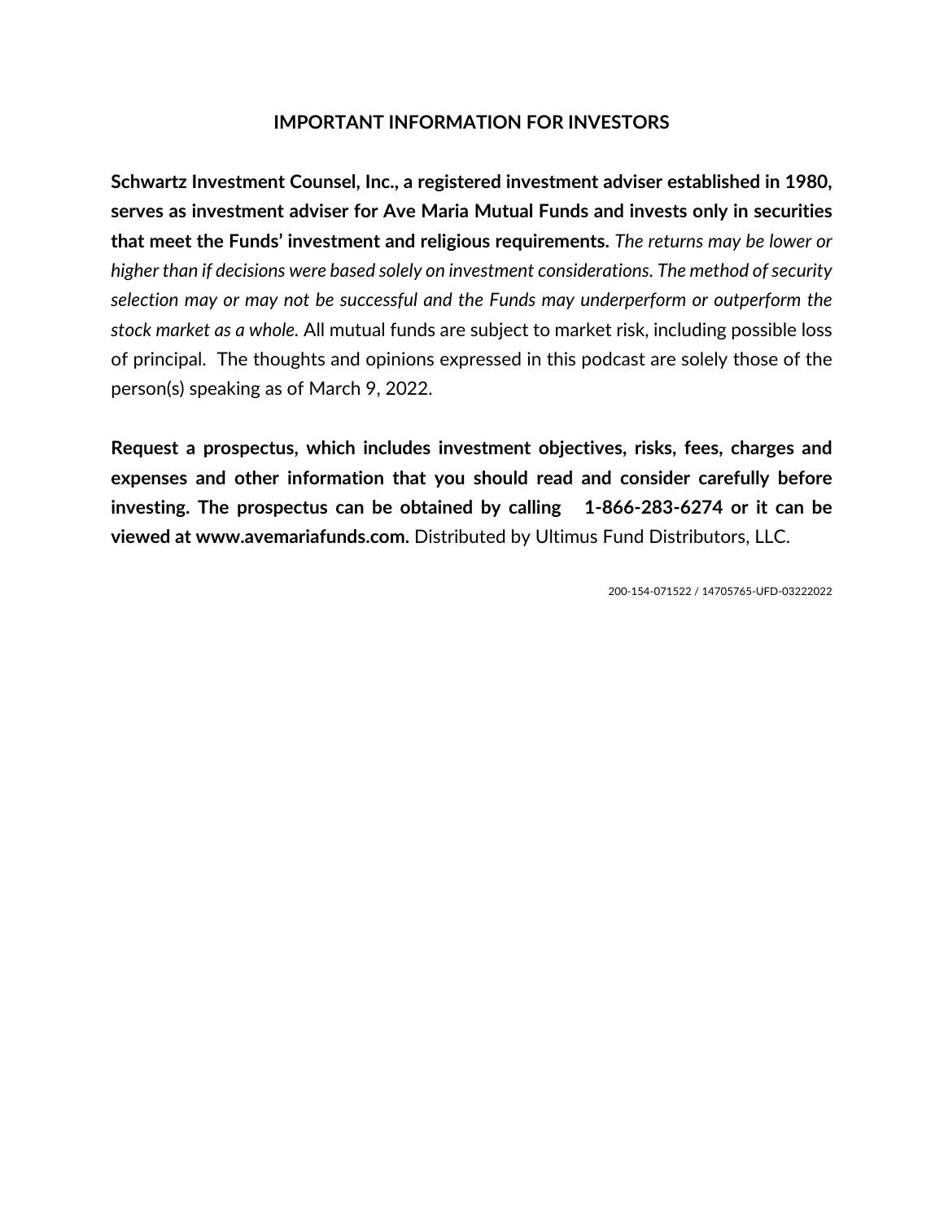## IMPORTANT INFORMATION FOR INVESTORS

**Schwartz Investment Counsel, Inc., a registered investment adviser established in 1980, serves as investment adviser for Ave Maria Mutual Funds and invests only in securities that meet the Funds' investment and religious requirements.** *The returns may be lower or higher than if decisions were based solely on investment considerations. The method of security selection may or may not be successful and the Funds may underperform or outperform the stock market as a whole.* All mutual funds are subject to market risk, including possible loss of principal. The thoughts and opinions expressed in this podcast are solely those of the person(s) speaking as of March 9, 2022.

**Request a prospectus, which includes investment objectives, risks, fees, charges and expenses and other information that you should read and consider carefully before investing. The prospectus can be obtained by calling 1-866-283-6274 or it can be viewed at www.avemariafunds.com.** Distributed by Ultimus Fund Distributors, LLC.

200-154-071522 / 14705765-UFD-03222022